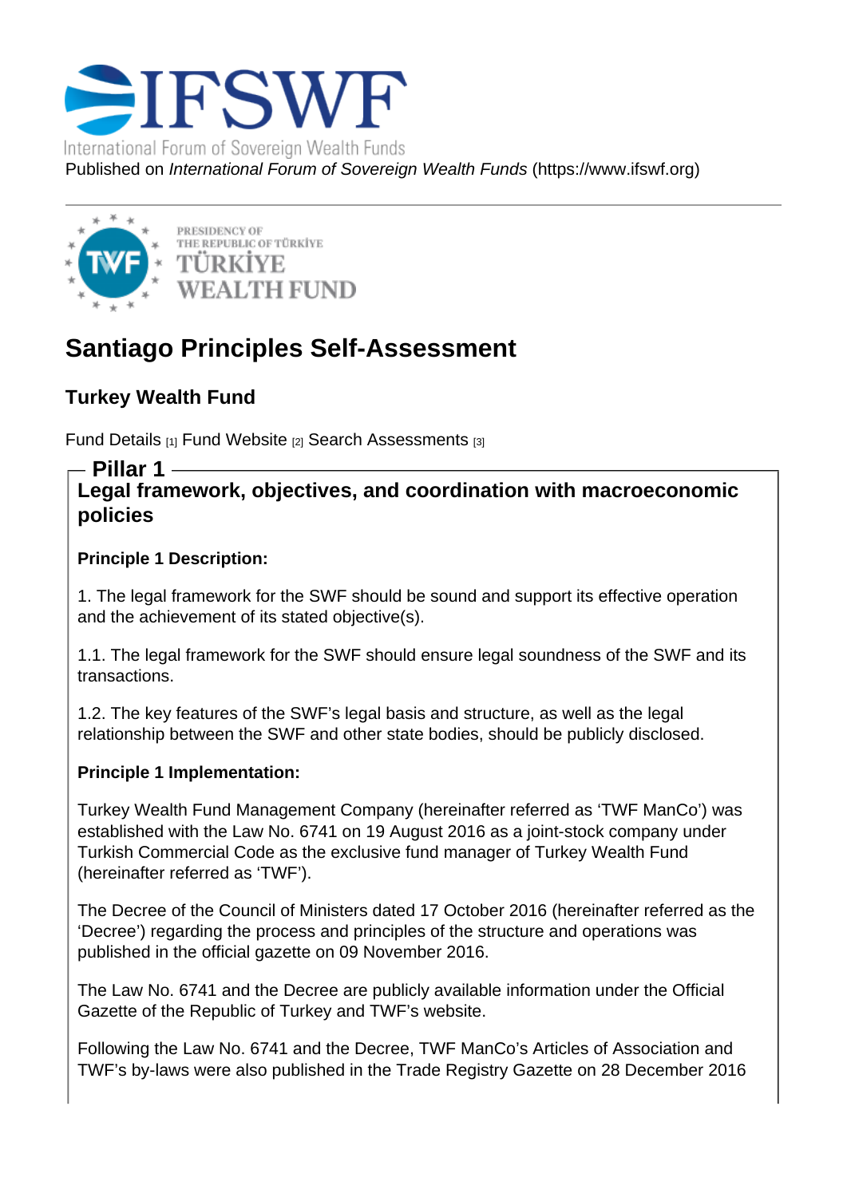IFSWF

International Forum of Sovereign Wealth Funds

Published on *International Forum of Sovereign Wealth Funds* (https://www.ifswf.org)

PRESIDENCY OF THE REPUBLIC OF TÜRKİYE
TÜRKİYE WEALTH FUND

# Santiago Principles Self-Assessment

## Turkey Wealth Fund

Fund Details [1] Fund Website [2] Search Assessments [3]

## Pillar 1

### Legal framework, objectives, and coordination with macroeconomic policies

**Principle 1 Description:**

1. The legal framework for the SWF should be sound and support its effective operation and the achievement of its stated objective(s).

1.1. The legal framework for the SWF should ensure legal soundness of the SWF and its transactions.

1.2. The key features of the SWF's legal basis and structure, as well as the legal relationship between the SWF and other state bodies, should be publicly disclosed.

**Principle 1 Implementation:**

Turkey Wealth Fund Management Company (hereinafter referred as 'TWF ManCo') was established with the Law No. 6741 on 19 August 2016 as a joint-stock company under Turkish Commercial Code as the exclusive fund manager of Turkey Wealth Fund (hereinafter referred as 'TWF').

The Decree of the Council of Ministers dated 17 October 2016 (hereinafter referred as the 'Decree') regarding the process and principles of the structure and operations was published in the official gazette on 09 November 2016.

The Law No. 6741 and the Decree are publicly available information under the Official Gazette of the Republic of Turkey and TWF's website.

Following the Law No. 6741 and the Decree, TWF ManCo's Articles of Association and TWF's by-laws were also published in the Trade Registry Gazette on 28 December 2016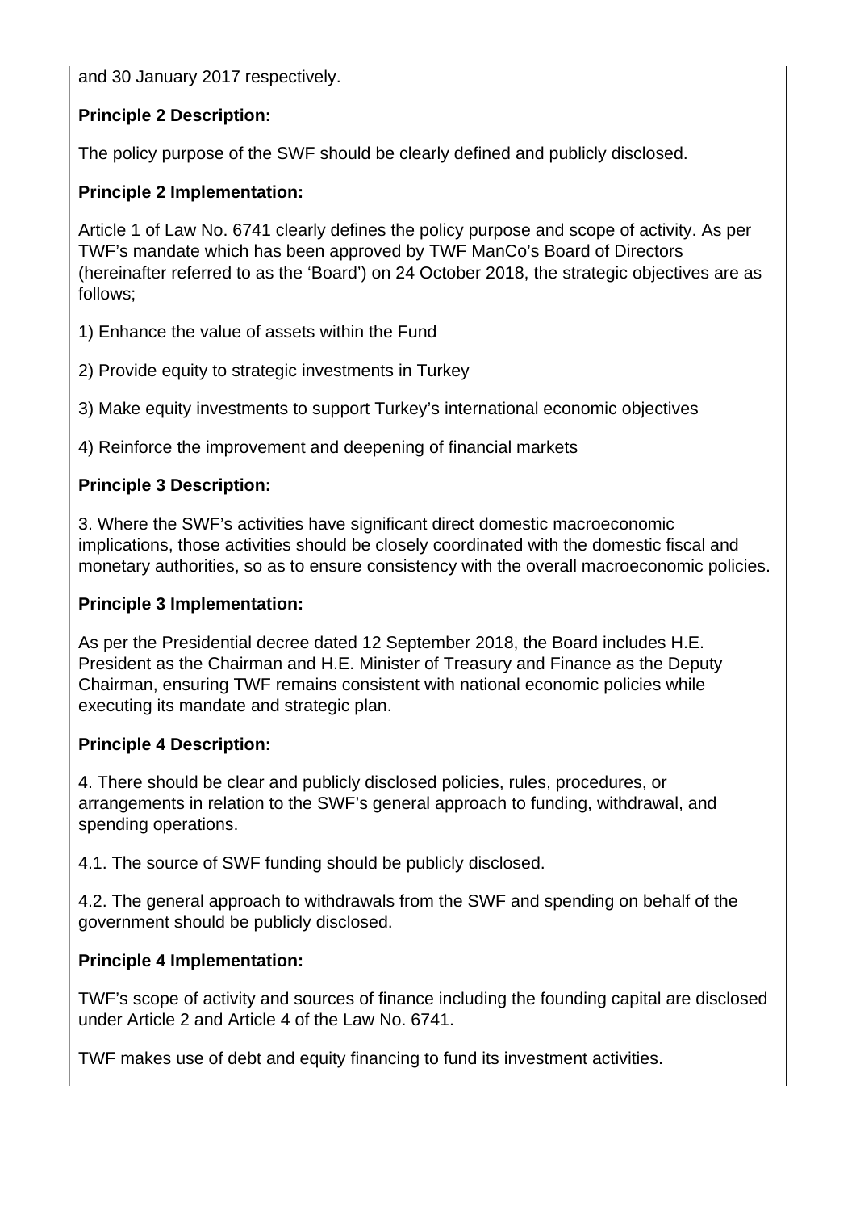and 30 January 2017 respectively.

**Principle 2 Description:**

The policy purpose of the SWF should be clearly defined and publicly disclosed.

**Principle 2 Implementation:**

Article 1 of Law No. 6741 clearly defines the policy purpose and scope of activity. As per TWF's mandate which has been approved by TWF ManCo's Board of Directors (hereinafter referred to as the 'Board') on 24 October 2018, the strategic objectives are as follows;

1) Enhance the value of assets within the Fund

2) Provide equity to strategic investments in Turkey

3) Make equity investments to support Turkey's international economic objectives

4) Reinforce the improvement and deepening of financial markets

**Principle 3 Description:**

3. Where the SWF's activities have significant direct domestic macroeconomic implications, those activities should be closely coordinated with the domestic fiscal and monetary authorities, so as to ensure consistency with the overall macroeconomic policies.

**Principle 3 Implementation:**

As per the Presidential decree dated 12 September 2018, the Board includes H.E. President as the Chairman and H.E. Minister of Treasury and Finance as the Deputy Chairman, ensuring TWF remains consistent with national economic policies while executing its mandate and strategic plan.

**Principle 4 Description:**

4. There should be clear and publicly disclosed policies, rules, procedures, or arrangements in relation to the SWF's general approach to funding, withdrawal, and spending operations.

4.1. The source of SWF funding should be publicly disclosed.

4.2. The general approach to withdrawals from the SWF and spending on behalf of the government should be publicly disclosed.

**Principle 4 Implementation:**

TWF's scope of activity and sources of finance including the founding capital are disclosed under Article 2 and Article 4 of the Law No. 6741.

TWF makes use of debt and equity financing to fund its investment activities.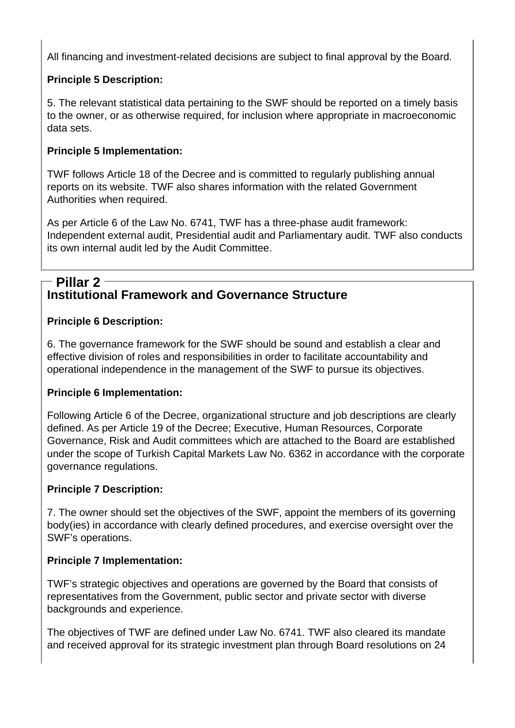All financing and investment-related decisions are subject to final approval by the Board.

**Principle 5 Description:**

5. The relevant statistical data pertaining to the SWF should be reported on a timely basis to the owner, or as otherwise required, for inclusion where appropriate in macroeconomic data sets.

**Principle 5 Implementation:**

TWF follows Article 18 of the Decree and is committed to regularly publishing annual reports on its website. TWF also shares information with the related Government Authorities when required.

As per Article 6 of the Law No. 6741, TWF has a three-phase audit framework: Independent external audit, Presidential audit and Parliamentary audit. TWF also conducts its own internal audit led by the Audit Committee.

## Pillar 2

## Institutional Framework and Governance Structure

**Principle 6 Description:**

6. The governance framework for the SWF should be sound and establish a clear and effective division of roles and responsibilities in order to facilitate accountability and operational independence in the management of the SWF to pursue its objectives.

**Principle 6 Implementation:**

Following Article 6 of the Decree, organizational structure and job descriptions are clearly defined. As per Article 19 of the Decree; Executive, Human Resources, Corporate Governance, Risk and Audit committees which are attached to the Board are established under the scope of Turkish Capital Markets Law No. 6362 in accordance with the corporate governance regulations.

**Principle 7 Description:**

7. The owner should set the objectives of the SWF, appoint the members of its governing body(ies) in accordance with clearly defined procedures, and exercise oversight over the SWF's operations.

**Principle 7 Implementation:**

TWF's strategic objectives and operations are governed by the Board that consists of representatives from the Government, public sector and private sector with diverse backgrounds and experience.

The objectives of TWF are defined under Law No. 6741. TWF also cleared its mandate and received approval for its strategic investment plan through Board resolutions on 24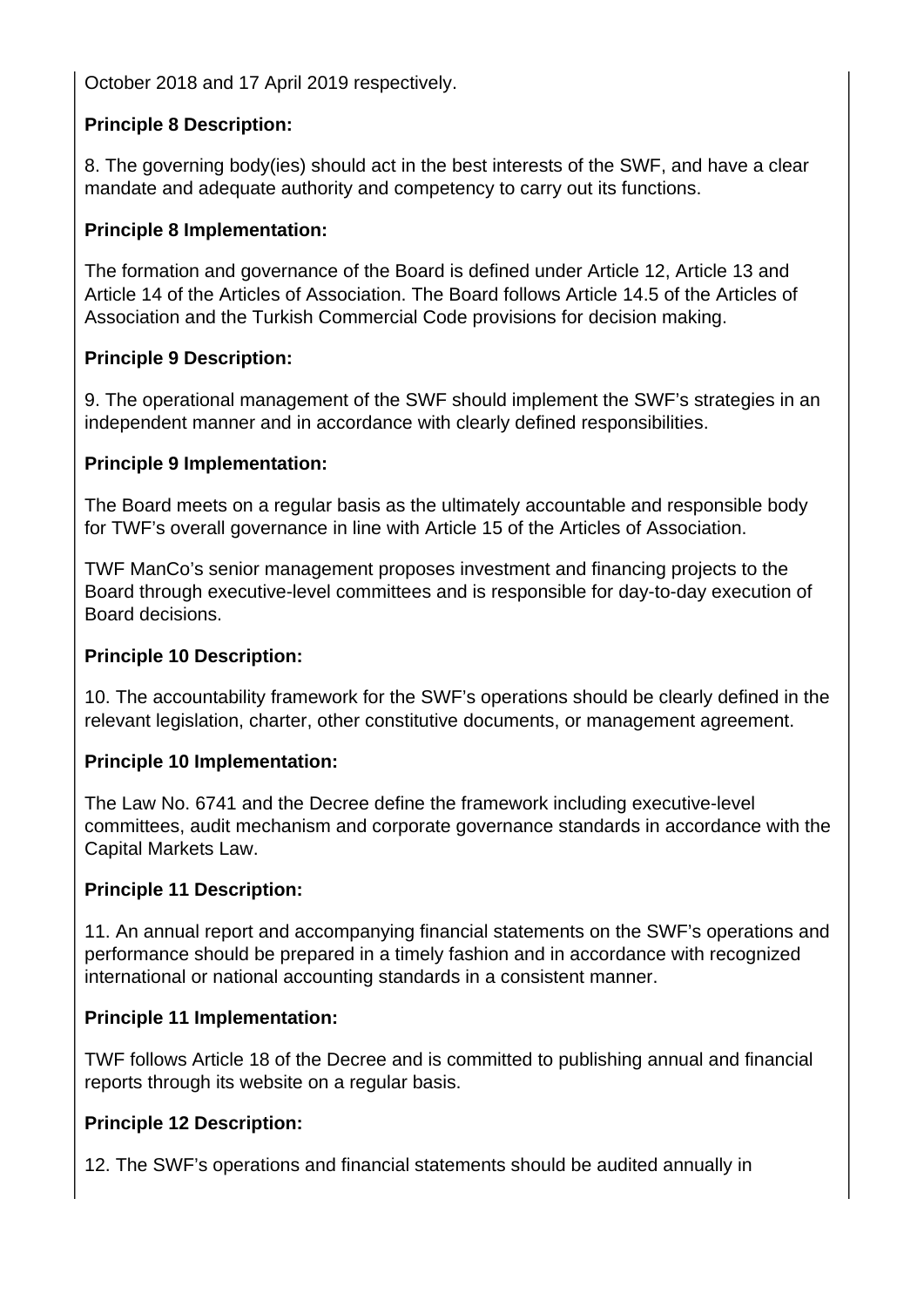October 2018 and 17 April 2019 respectively.

**Principle 8 Description:**

8. The governing body(ies) should act in the best interests of the SWF, and have a clear mandate and adequate authority and competency to carry out its functions.

**Principle 8 Implementation:**

The formation and governance of the Board is defined under Article 12, Article 13 and Article 14 of the Articles of Association. The Board follows Article 14.5 of the Articles of Association and the Turkish Commercial Code provisions for decision making.

**Principle 9 Description:**

9. The operational management of the SWF should implement the SWF's strategies in an independent manner and in accordance with clearly defined responsibilities.

**Principle 9 Implementation:**

The Board meets on a regular basis as the ultimately accountable and responsible body for TWF's overall governance in line with Article 15 of the Articles of Association.

TWF ManCo's senior management proposes investment and financing projects to the Board through executive-level committees and is responsible for day-to-day execution of Board decisions.

**Principle 10 Description:**

10. The accountability framework for the SWF's operations should be clearly defined in the relevant legislation, charter, other constitutive documents, or management agreement.

**Principle 10 Implementation:**

The Law No. 6741 and the Decree define the framework including executive-level committees, audit mechanism and corporate governance standards in accordance with the Capital Markets Law.

**Principle 11 Description:**

11. An annual report and accompanying financial statements on the SWF's operations and performance should be prepared in a timely fashion and in accordance with recognized international or national accounting standards in a consistent manner.

**Principle 11 Implementation:**

TWF follows Article 18 of the Decree and is committed to publishing annual and financial reports through its website on a regular basis.

**Principle 12 Description:**

12. The SWF's operations and financial statements should be audited annually in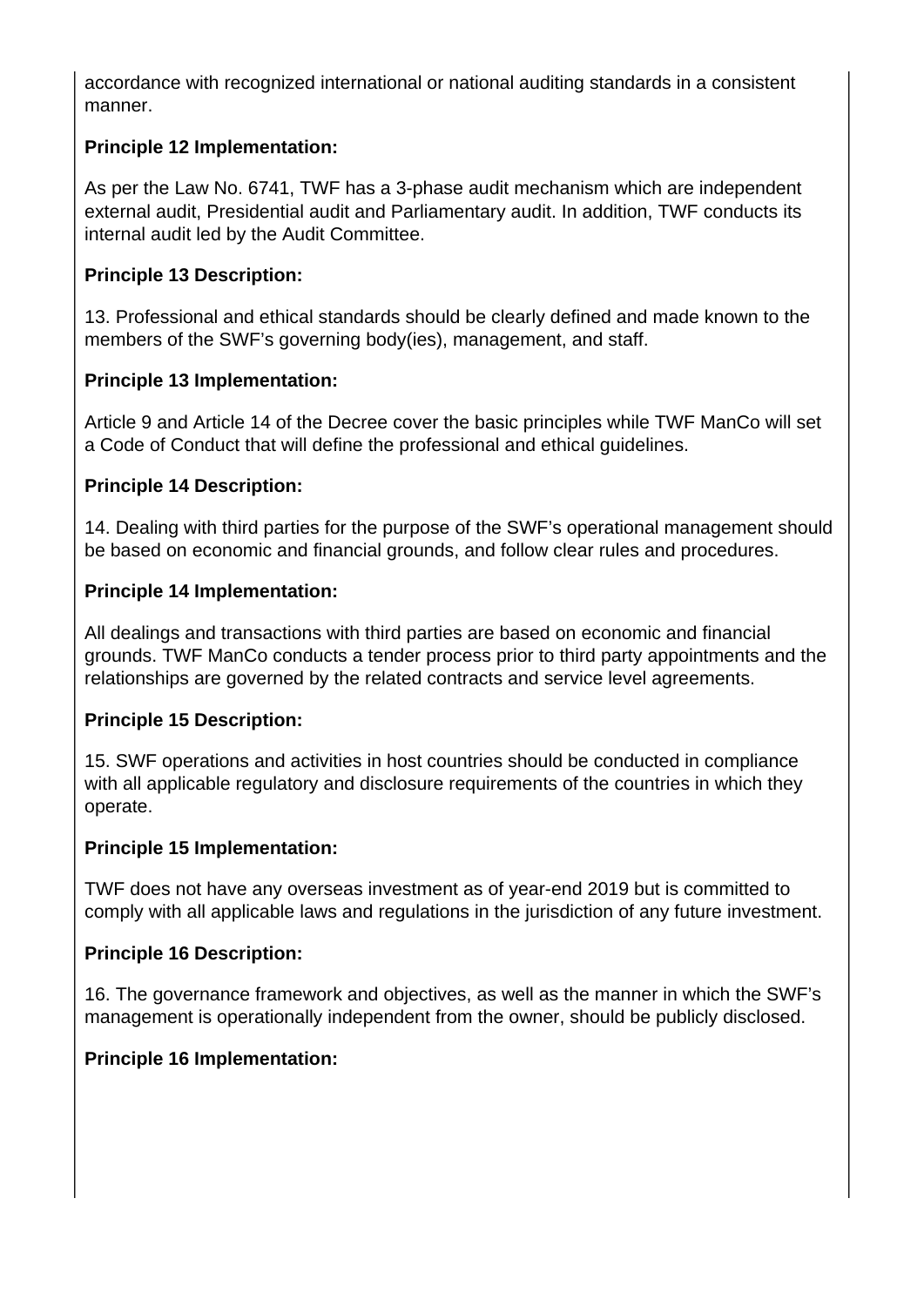accordance with recognized international or national auditing standards in a consistent manner.

**Principle 12 Implementation:**

As per the Law No. 6741, TWF has a 3-phase audit mechanism which are independent external audit, Presidential audit and Parliamentary audit. In addition, TWF conducts its internal audit led by the Audit Committee.

**Principle 13 Description:**

13. Professional and ethical standards should be clearly defined and made known to the members of the SWF's governing body(ies), management, and staff.

**Principle 13 Implementation:**

Article 9 and Article 14 of the Decree cover the basic principles while TWF ManCo will set a Code of Conduct that will define the professional and ethical guidelines.

**Principle 14 Description:**

14. Dealing with third parties for the purpose of the SWF's operational management should be based on economic and financial grounds, and follow clear rules and procedures.

**Principle 14 Implementation:**

All dealings and transactions with third parties are based on economic and financial grounds. TWF ManCo conducts a tender process prior to third party appointments and the relationships are governed by the related contracts and service level agreements.

**Principle 15 Description:**

15. SWF operations and activities in host countries should be conducted in compliance with all applicable regulatory and disclosure requirements of the countries in which they operate.

**Principle 15 Implementation:**

TWF does not have any overseas investment as of year-end 2019 but is committed to comply with all applicable laws and regulations in the jurisdiction of any future investment.

**Principle 16 Description:**

16. The governance framework and objectives, as well as the manner in which the SWF's management is operationally independent from the owner, should be publicly disclosed.

**Principle 16 Implementation:**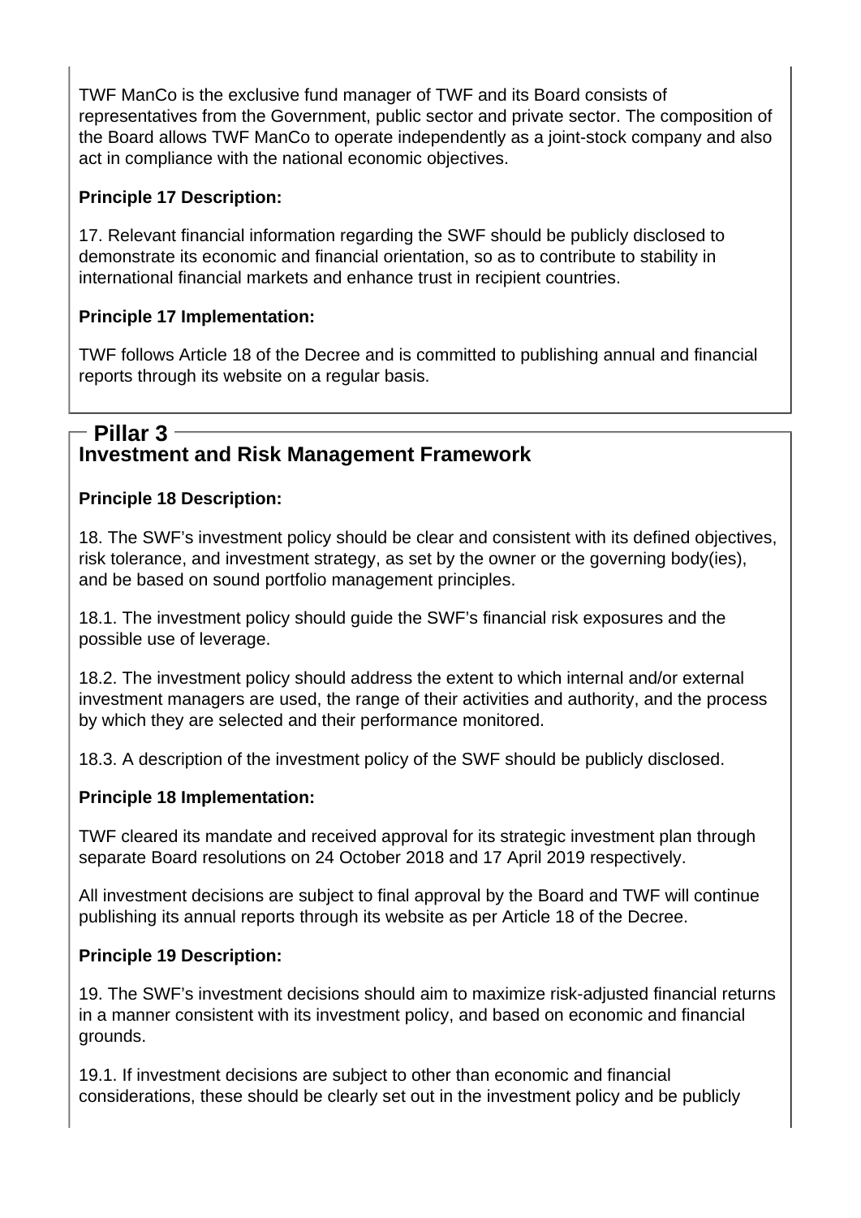TWF ManCo is the exclusive fund manager of TWF and its Board consists of representatives from the Government, public sector and private sector. The composition of the Board allows TWF ManCo to operate independently as a joint-stock company and also act in compliance with the national economic objectives.

**Principle 17 Description:**

17. Relevant financial information regarding the SWF should be publicly disclosed to demonstrate its economic and financial orientation, so as to contribute to stability in international financial markets and enhance trust in recipient countries.

**Principle 17 Implementation:**

TWF follows Article 18 of the Decree and is committed to publishing annual and financial reports through its website on a regular basis.

## Pillar 3

## Investment and Risk Management Framework

**Principle 18 Description:**

18. The SWF's investment policy should be clear and consistent with its defined objectives, risk tolerance, and investment strategy, as set by the owner or the governing body(ies), and be based on sound portfolio management principles.

18.1. The investment policy should guide the SWF's financial risk exposures and the possible use of leverage.

18.2. The investment policy should address the extent to which internal and/or external investment managers are used, the range of their activities and authority, and the process by which they are selected and their performance monitored.

18.3. A description of the investment policy of the SWF should be publicly disclosed.

**Principle 18 Implementation:**

TWF cleared its mandate and received approval for its strategic investment plan through separate Board resolutions on 24 October 2018 and 17 April 2019 respectively.

All investment decisions are subject to final approval by the Board and TWF will continue publishing its annual reports through its website as per Article 18 of the Decree.

**Principle 19 Description:**

19. The SWF's investment decisions should aim to maximize risk-adjusted financial returns in a manner consistent with its investment policy, and based on economic and financial grounds.

19.1. If investment decisions are subject to other than economic and financial considerations, these should be clearly set out in the investment policy and be publicly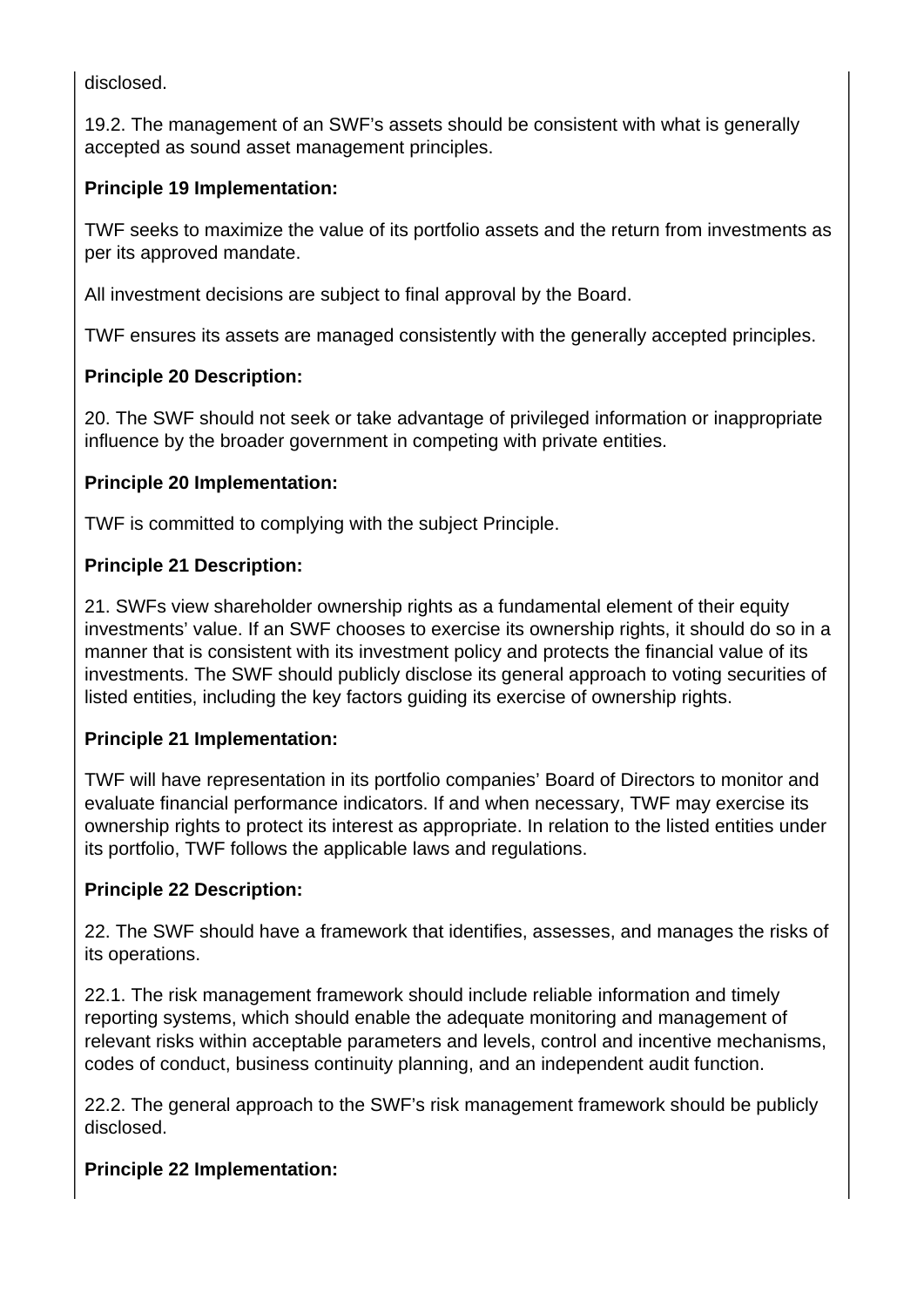disclosed.

19.2. The management of an SWF's assets should be consistent with what is generally accepted as sound asset management principles.

**Principle 19 Implementation:**

TWF seeks to maximize the value of its portfolio assets and the return from investments as per its approved mandate.

All investment decisions are subject to final approval by the Board.

TWF ensures its assets are managed consistently with the generally accepted principles.

**Principle 20 Description:**

20. The SWF should not seek or take advantage of privileged information or inappropriate influence by the broader government in competing with private entities.

**Principle 20 Implementation:**

TWF is committed to complying with the subject Principle.

**Principle 21 Description:**

21. SWFs view shareholder ownership rights as a fundamental element of their equity investments' value. If an SWF chooses to exercise its ownership rights, it should do so in a manner that is consistent with its investment policy and protects the financial value of its investments. The SWF should publicly disclose its general approach to voting securities of listed entities, including the key factors guiding its exercise of ownership rights.

**Principle 21 Implementation:**

TWF will have representation in its portfolio companies' Board of Directors to monitor and evaluate financial performance indicators. If and when necessary, TWF may exercise its ownership rights to protect its interest as appropriate. In relation to the listed entities under its portfolio, TWF follows the applicable laws and regulations.

**Principle 22 Description:**

22. The SWF should have a framework that identifies, assesses, and manages the risks of its operations.

22.1. The risk management framework should include reliable information and timely reporting systems, which should enable the adequate monitoring and management of relevant risks within acceptable parameters and levels, control and incentive mechanisms, codes of conduct, business continuity planning, and an independent audit function.

22.2. The general approach to the SWF's risk management framework should be publicly disclosed.

**Principle 22 Implementation:**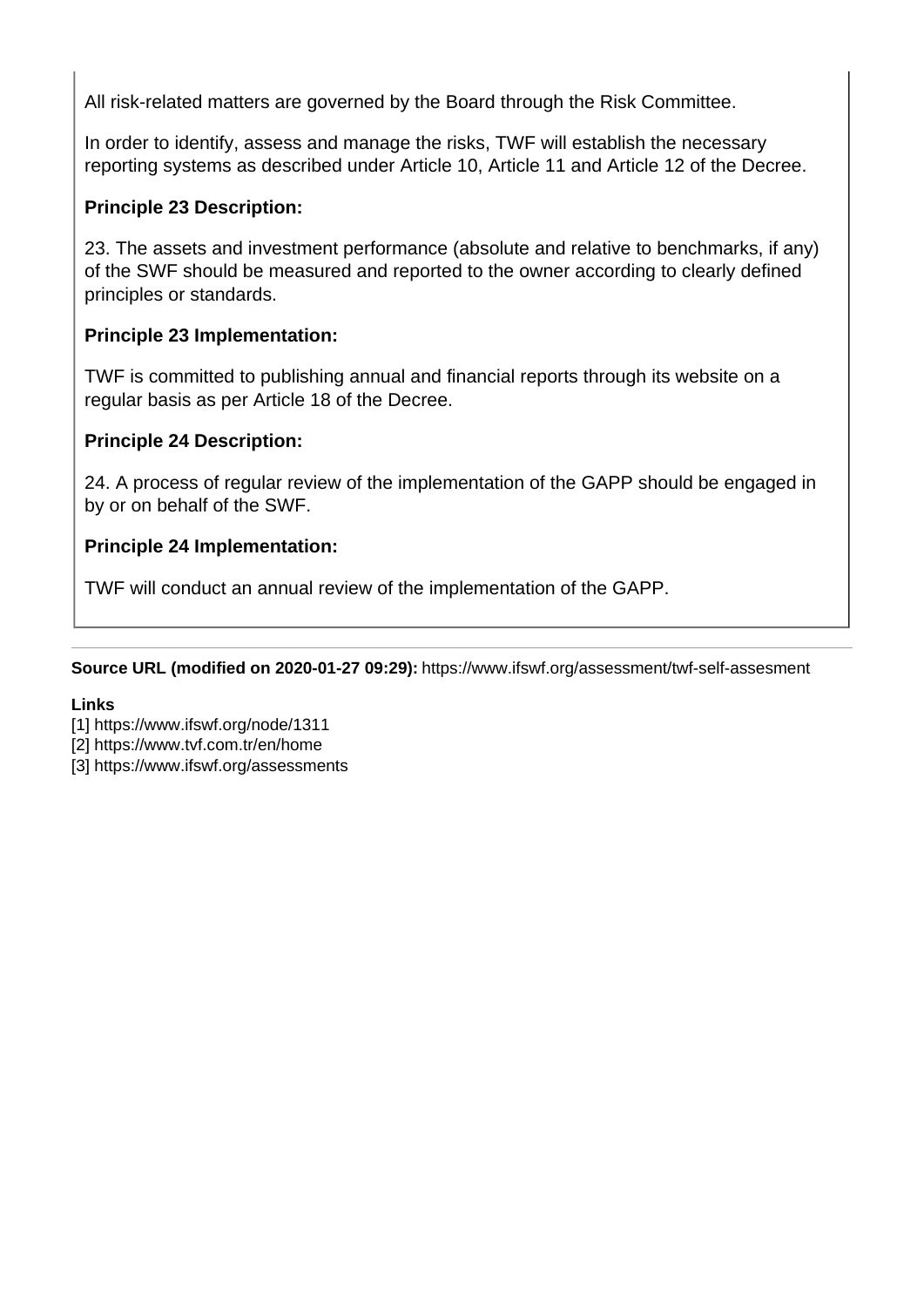All risk-related matters are governed by the Board through the Risk Committee.

In order to identify, assess and manage the risks, TWF will establish the necessary reporting systems as described under Article 10, Article 11 and Article 12 of the Decree.

**Principle 23 Description:**

23. The assets and investment performance (absolute and relative to benchmarks, if any) of the SWF should be measured and reported to the owner according to clearly defined principles or standards.

**Principle 23 Implementation:**

TWF is committed to publishing annual and financial reports through its website on a regular basis as per Article 18 of the Decree.

**Principle 24 Description:**

24. A process of regular review of the implementation of the GAPP should be engaged in by or on behalf of the SWF.

**Principle 24 Implementation:**

TWF will conduct an annual review of the implementation of the GAPP.

---

**Source URL (modified on 2020-01-27 09:29):** https://www.ifswf.org/assessment/twf-self-assesment

**Links**

[1] https://www.ifswf.org/node/1311
[2] https://www.tvf.com.tr/en/home
[3] https://www.ifswf.org/assessments